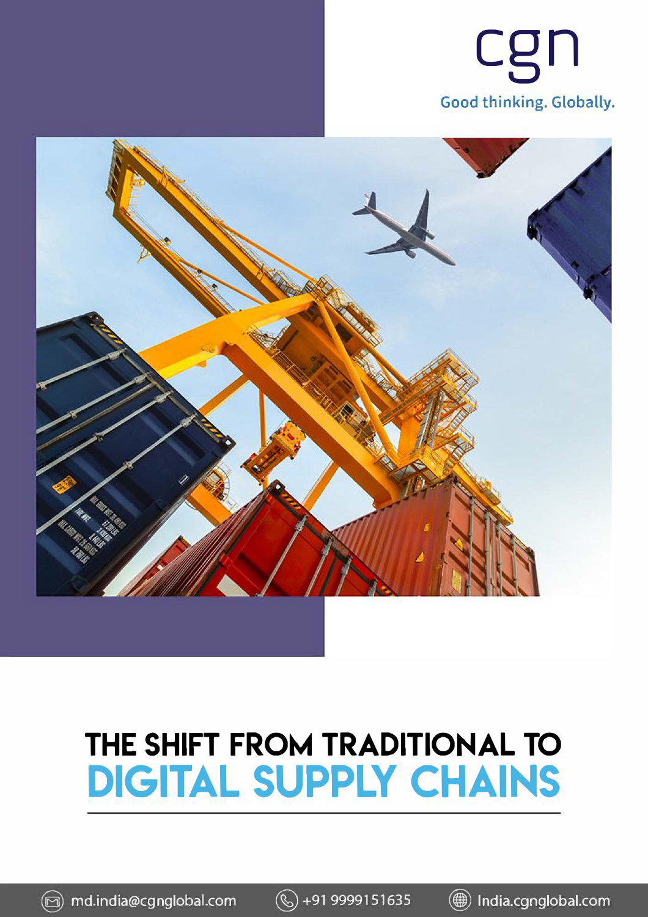cgn

Good thinking. Globally.

# THE SHIFT FROM TRADITIONAL TO DIGITAL SUPPLY CHAINS

md.india@cgnglobal.com +91 9999151635 India.cgnglobal.com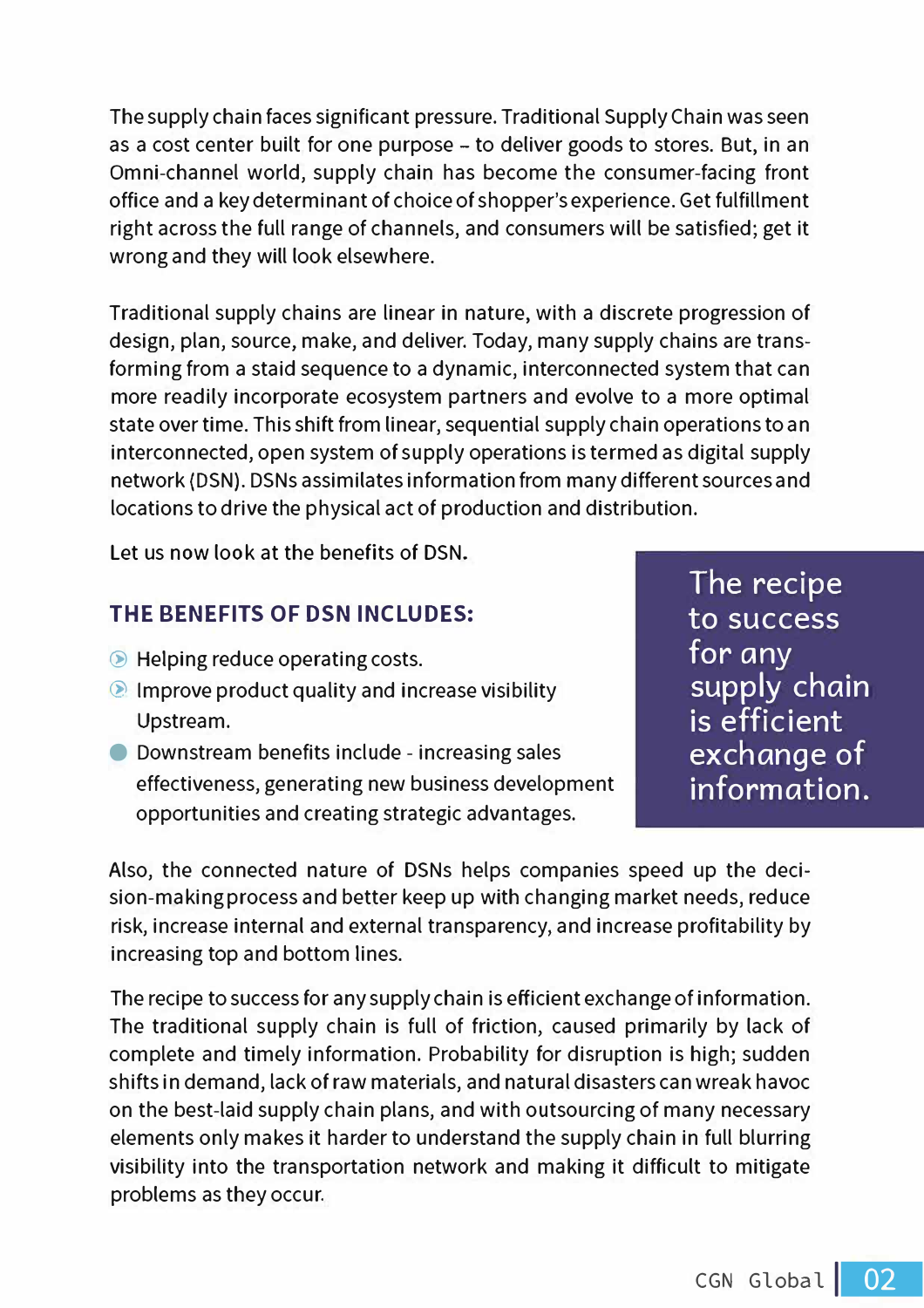The supply chain faces significant pressure. Traditional Supply Chain was seen as a cost center built for one purpose – to deliver goods to stores. But, in an Omni-channel world, supply chain has become the consumer-facing front office and a key determinant of choice of shopper's experience. Get fulfillment right across the full range of channels, and consumers will be satisfied; get it wrong and they will look elsewhere.

Traditional supply chains are linear in nature, with a discrete progression of design, plan, source, make, and deliver. Today, many supply chains are transforming from a staid sequence to a dynamic, interconnected system that can more readily incorporate ecosystem partners and evolve to a more optimal state over time. This shift from linear, sequential supply chain operations to an interconnected, open system of supply operations is termed as digital supply network (DSN). DSNs assimilates information from many different sources and locations to drive the physical act of production and distribution.

Let us now look at the benefits of DSN.

> The recipe to success for any supply chain is efficient exchange of information.

## THE BENEFITS OF DSN INCLUDES:

- Helping reduce operating costs.
- Improve product quality and increase visibility Upstream.
- Downstream benefits include - increasing sales effectiveness, generating new business development opportunities and creating strategic advantages.

Also, the connected nature of DSNs helps companies speed up the decision-making process and better keep up with changing market needs, reduce risk, increase internal and external transparency, and increase profitability by increasing top and bottom lines.

The recipe to success for any supply chain is efficient exchange of information. The traditional supply chain is full of friction, caused primarily by lack of complete and timely information. Probability for disruption is high; sudden shifts in demand, lack of raw materials, and natural disasters can wreak havoc on the best-laid supply chain plans, and with outsourcing of many necessary elements only makes it harder to understand the supply chain in full blurring visibility into the transportation network and making it difficult to mitigate problems as they occur.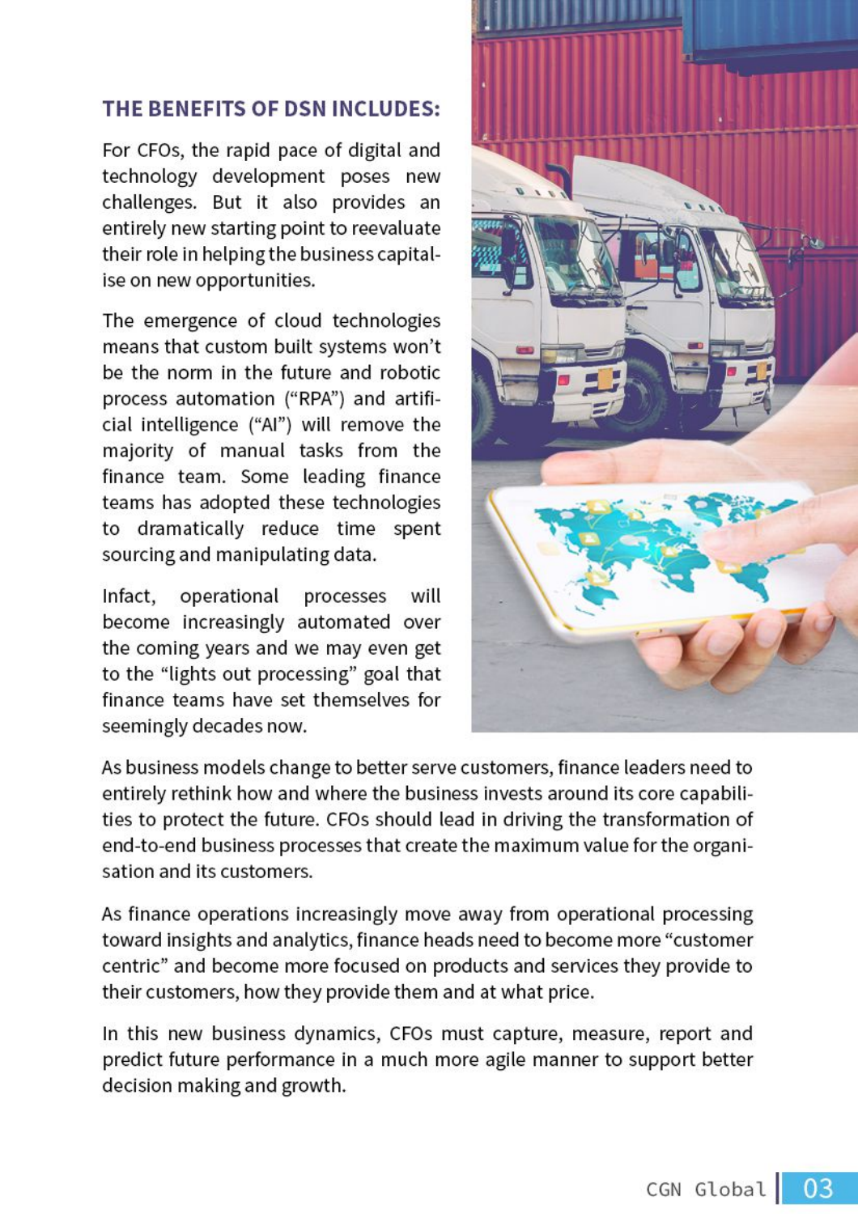## THE BENEFITS OF DSN INCLUDES:

For CFOs, the rapid pace of digital and technology development poses new challenges. But it also provides an entirely new starting point to reevaluate their role in helping the business capitalise on new opportunities.

The emergence of cloud technologies means that custom built systems won't be the norm in the future and robotic process automation ("RPA") and artificial intelligence ("AI") will remove the majority of manual tasks from the finance team. Some leading finance teams has adopted these technologies to dramatically reduce time spent sourcing and manipulating data.

Infact, operational processes will become increasingly automated over the coming years and we may even get to the "lights out processing" goal that finance teams have set themselves for seemingly decades now.

As business models change to better serve customers, finance leaders need to entirely rethink how and where the business invests around its core capabilities to protect the future. CFOs should lead in driving the transformation of end-to-end business processes that create the maximum value for the organisation and its customers.

As finance operations increasingly move away from operational processing toward insights and analytics, finance heads need to become more "customer centric" and become more focused on products and services they provide to their customers, how they provide them and at what price.

In this new business dynamics, CFOs must capture, measure, report and predict future performance in a much more agile manner to support better decision making and growth.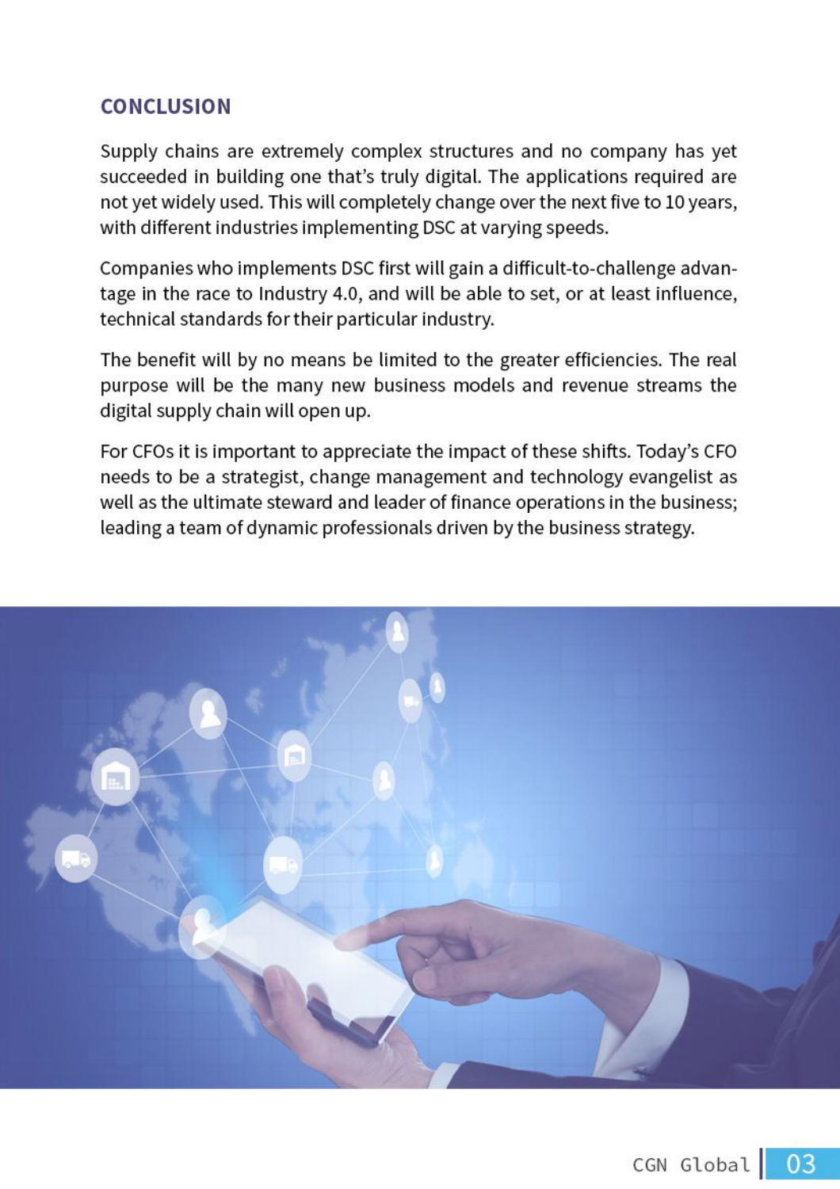## CONCLUSION

Supply chains are extremely complex structures and no company has yet succeeded in building one that's truly digital. The applications required are not yet widely used. This will completely change over the next five to 10 years, with different industries implementing DSC at varying speeds.

Companies who implements DSC first will gain a difficult-to-challenge advantage in the race to Industry 4.0, and will be able to set, or at least influence, technical standards for their particular industry.

The benefit will by no means be limited to the greater efficiencies. The real purpose will be the many new business models and revenue streams the digital supply chain will open up.

For CFOs it is important to appreciate the impact of these shifts. Today's CFO needs to be a strategist, change management and technology evangelist as well as the ultimate steward and leader of finance operations in the business; leading a team of dynamic professionals driven by the business strategy.